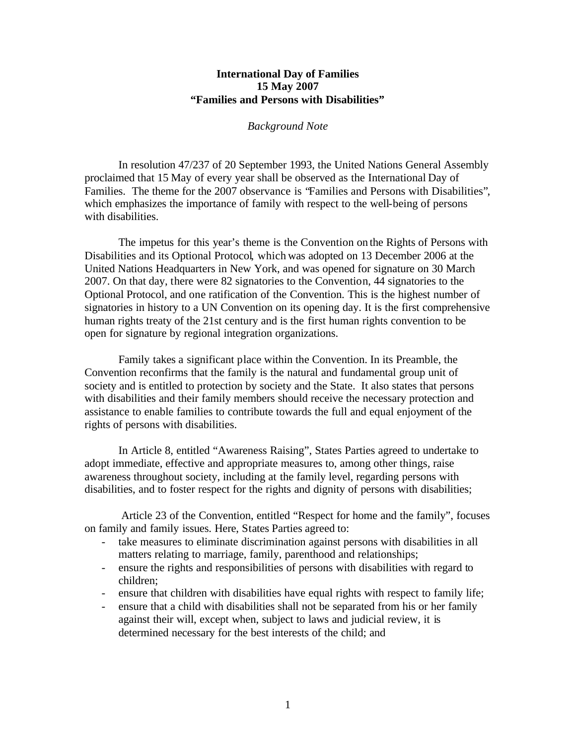**International Day of Families**
**15 May 2007**
**"Families and Persons with Disabilities"**

*Background Note*

In resolution 47/237 of 20 September 1993, the United Nations General Assembly proclaimed that 15 May of every year shall be observed as the International Day of Families. The theme for the 2007 observance is "Families and Persons with Disabilities", which emphasizes the importance of family with respect to the well-being of persons with disabilities.

The impetus for this year's theme is the Convention on the Rights of Persons with Disabilities and its Optional Protocol, which was adopted on 13 December 2006 at the United Nations Headquarters in New York, and was opened for signature on 30 March 2007. On that day, there were 82 signatories to the Convention, 44 signatories to the Optional Protocol, and one ratification of the Convention. This is the highest number of signatories in history to a UN Convention on its opening day. It is the first comprehensive human rights treaty of the 21st century and is the first human rights convention to be open for signature by regional integration organizations.

Family takes a significant place within the Convention. In its Preamble, the Convention reconfirms that the family is the natural and fundamental group unit of society and is entitled to protection by society and the State. It also states that persons with disabilities and their family members should receive the necessary protection and assistance to enable families to contribute towards the full and equal enjoyment of the rights of persons with disabilities.

In Article 8, entitled "Awareness Raising", States Parties agreed to undertake to adopt immediate, effective and appropriate measures to, among other things, raise awareness throughout society, including at the family level, regarding persons with disabilities, and to foster respect for the rights and dignity of persons with disabilities;

Article 23 of the Convention, entitled "Respect for home and the family", focuses on family and family issues. Here, States Parties agreed to:

- take measures to eliminate discrimination against persons with disabilities in all matters relating to marriage, family, parenthood and relationships;
- ensure the rights and responsibilities of persons with disabilities with regard to children;
- ensure that children with disabilities have equal rights with respect to family life;
- ensure that a child with disabilities shall not be separated from his or her family against their will, except when, subject to laws and judicial review, it is determined necessary for the best interests of the child; and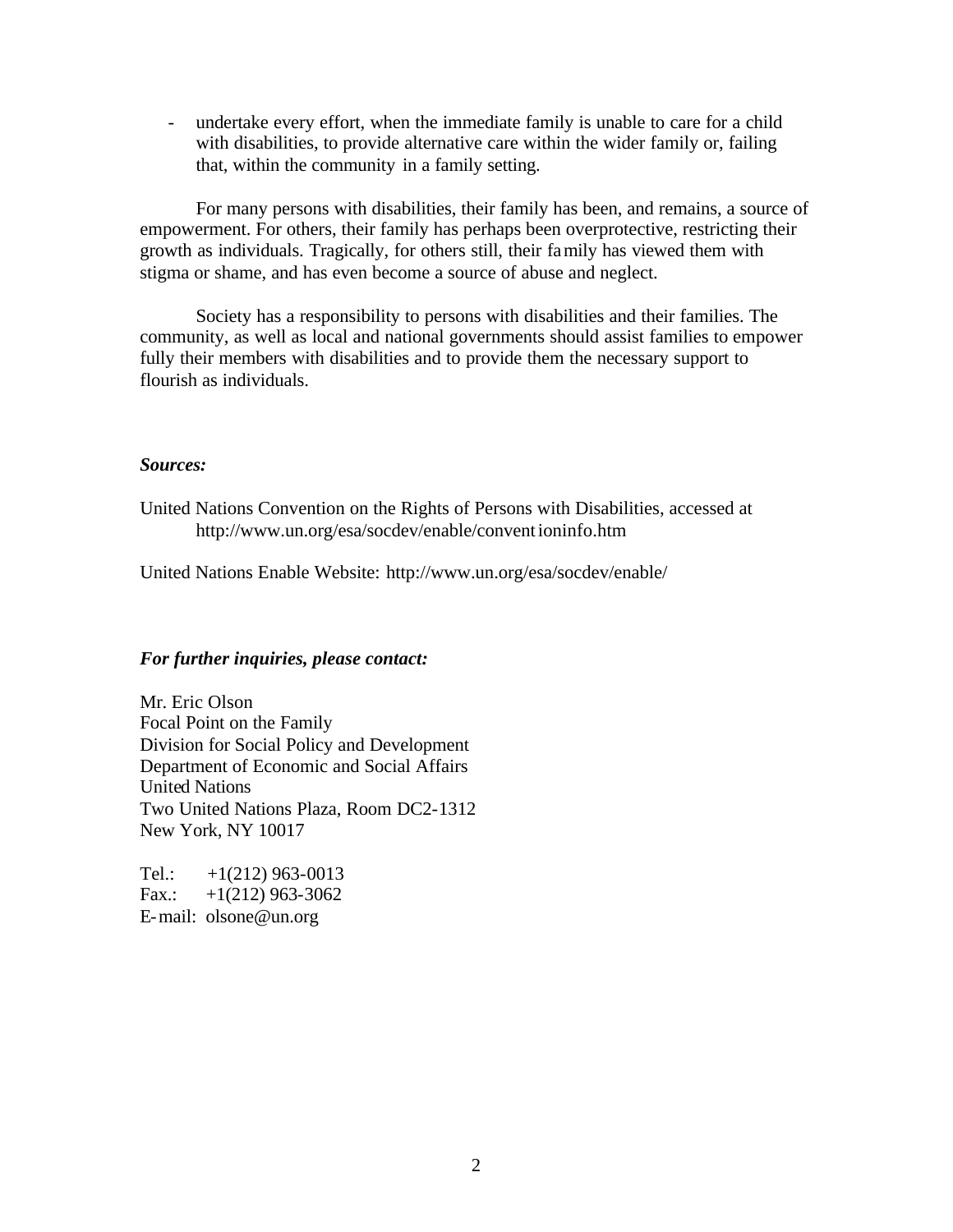- undertake every effort, when the immediate family is unable to care for a child with disabilities, to provide alternative care within the wider family or, failing that, within the community in a family setting.

For many persons with disabilities, their family has been, and remains, a source of empowerment. For others, their family has perhaps been overprotective, restricting their growth as individuals. Tragically, for others still, their family has viewed them with stigma or shame, and has even become a source of abuse and neglect.

Society has a responsibility to persons with disabilities and their families. The community, as well as local and national governments should assist families to empower fully their members with disabilities and to provide them the necessary support to flourish as individuals.

***Sources:***

United Nations Convention on the Rights of Persons with Disabilities, accessed at http://www.un.org/esa/socdev/enable/conventioninfo.htm

United Nations Enable Website: http://www.un.org/esa/socdev/enable/

***For further inquiries, please contact:***

Mr. Eric Olson
Focal Point on the Family
Division for Social Policy and Development
Department of Economic and Social Affairs
United Nations
Two United Nations Plaza, Room DC2-1312
New York, NY 10017

Tel.: +1(212) 963-0013
Fax.: +1(212) 963-3062
E-mail: olsone@un.org